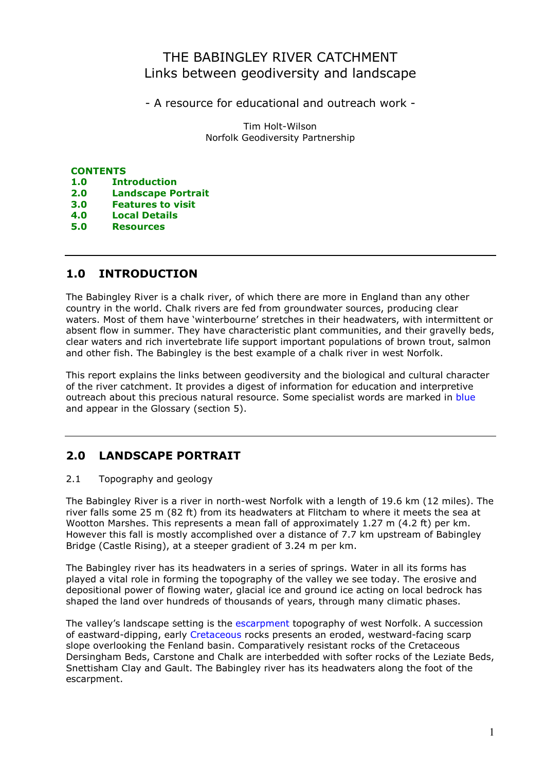# THE BABINGLEY RIVER CATCHMENT
## Links between geodiversity and landscape

- A resource for educational and outreach work -

Tim Holt-Wilson
Norfolk Geodiversity Partnership

**CONTENTS**

**1.0 Introduction**
**2.0 Landscape Portrait**
**3.0 Features to visit**
**4.0 Local Details**
**5.0 Resources**

---

## 1.0 INTRODUCTION

The Babingley River is a chalk river, of which there are more in England than any other country in the world. Chalk rivers are fed from groundwater sources, producing clear waters. Most of them have 'winterbourne' stretches in their headwaters, with intermittent or absent flow in summer. They have characteristic plant communities, and their gravelly beds, clear waters and rich invertebrate life support important populations of brown trout, salmon and other fish. The Babingley is the best example of a chalk river in west Norfolk.

This report explains the links between geodiversity and the biological and cultural character of the river catchment. It provides a digest of information for education and interpretive outreach about this precious natural resource. Some specialist words are marked in blue and appear in the Glossary (section 5).

---

## 2.0 LANDSCAPE PORTRAIT

### 2.1 Topography and geology

The Babingley River is a river in north-west Norfolk with a length of 19.6 km (12 miles). The river falls some 25 m (82 ft) from its headwaters at Flitcham to where it meets the sea at Wootton Marshes. This represents a mean fall of approximately 1.27 m (4.2 ft) per km. However this fall is mostly accomplished over a distance of 7.7 km upstream of Babingley Bridge (Castle Rising), at a steeper gradient of 3.24 m per km.

The Babingley river has its headwaters in a series of springs. Water in all its forms has played a vital role in forming the topography of the valley we see today. The erosive and depositional power of flowing water, glacial ice and ground ice acting on local bedrock has shaped the land over hundreds of thousands of years, through many climatic phases.

The valley's landscape setting is the escarpment topography of west Norfolk. A succession of eastward-dipping, early Cretaceous rocks presents an eroded, westward-facing scarp slope overlooking the Fenland basin. Comparatively resistant rocks of the Cretaceous Dersingham Beds, Carstone and Chalk are interbedded with softer rocks of the Leziate Beds, Snettisham Clay and Gault. The Babingley river has its headwaters along the foot of the escarpment.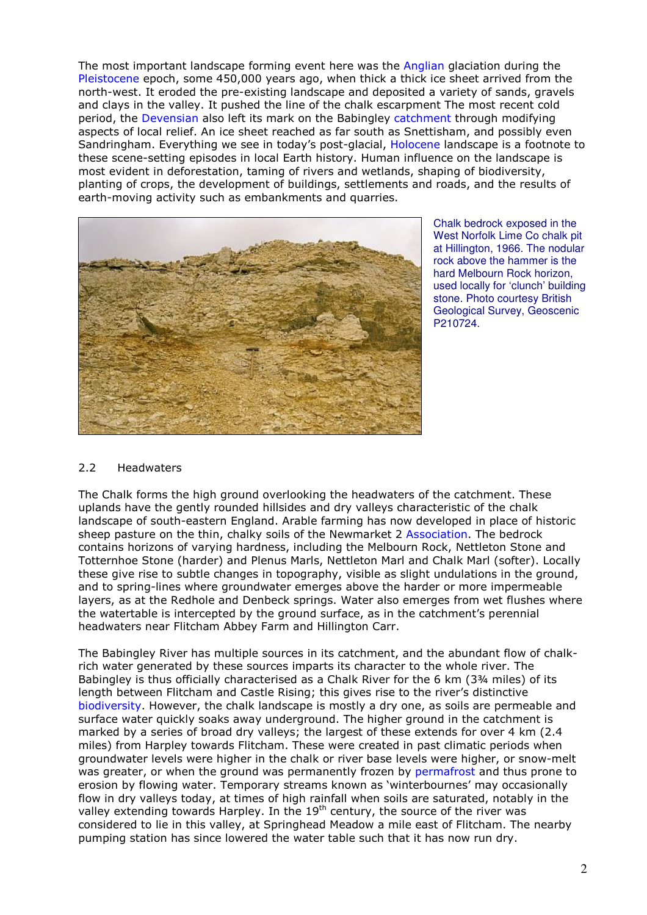The most important landscape forming event here was the Anglian glaciation during the Pleistocene epoch, some 450,000 years ago, when thick a thick ice sheet arrived from the north-west. It eroded the pre-existing landscape and deposited a variety of sands, gravels and clays in the valley. It pushed the line of the chalk escarpment The most recent cold period, the Devensian also left its mark on the Babingley catchment through modifying aspects of local relief. An ice sheet reached as far south as Snettisham, and possibly even Sandringham. Everything we see in today's post-glacial, Holocene landscape is a footnote to these scene-setting episodes in local Earth history. Human influence on the landscape is most evident in deforestation, taming of rivers and wetlands, shaping of biodiversity, planting of crops, the development of buildings, settlements and roads, and the results of earth-moving activity such as embankments and quarries.

Chalk bedrock exposed in the West Norfolk Lime Co chalk pit at Hillington, 1966. The nodular rock above the hammer is the hard Melbourn Rock horizon, used locally for 'clunch' building stone. Photo courtesy British Geological Survey, Geoscenic P210724.

## 2.2 Headwaters

The Chalk forms the high ground overlooking the headwaters of the catchment. These uplands have the gently rounded hillsides and dry valleys characteristic of the chalk landscape of south-eastern England. Arable farming has now developed in place of historic sheep pasture on the thin, chalky soils of the Newmarket 2 Association. The bedrock contains horizons of varying hardness, including the Melbourn Rock, Nettleton Stone and Totternhoe Stone (harder) and Plenus Marls, Nettleton Marl and Chalk Marl (softer). Locally these give rise to subtle changes in topography, visible as slight undulations in the ground, and to spring-lines where groundwater emerges above the harder or more impermeable layers, as at the Redhole and Denbeck springs. Water also emerges from wet flushes where the watertable is intercepted by the ground surface, as in the catchment's perennial headwaters near Flitcham Abbey Farm and Hillington Carr.

The Babingley River has multiple sources in its catchment, and the abundant flow of chalk-rich water generated by these sources imparts its character to the whole river. The Babingley is thus officially characterised as a Chalk River for the 6 km (3¾ miles) of its length between Flitcham and Castle Rising; this gives rise to the river's distinctive biodiversity. However, the chalk landscape is mostly a dry one, as soils are permeable and surface water quickly soaks away underground. The higher ground in the catchment is marked by a series of broad dry valleys; the largest of these extends for over 4 km (2.4 miles) from Harpley towards Flitcham. These were created in past climatic periods when groundwater levels were higher in the chalk or river base levels were higher, or snow-melt was greater, or when the ground was permanently frozen by permafrost and thus prone to erosion by flowing water. Temporary streams known as 'winterbournes' may occasionally flow in dry valleys today, at times of high rainfall when soils are saturated, notably in the valley extending towards Harpley. In the 19th century, the source of the river was considered to lie in this valley, at Springhead Meadow a mile east of Flitcham. The nearby pumping station has since lowered the water table such that it has now run dry.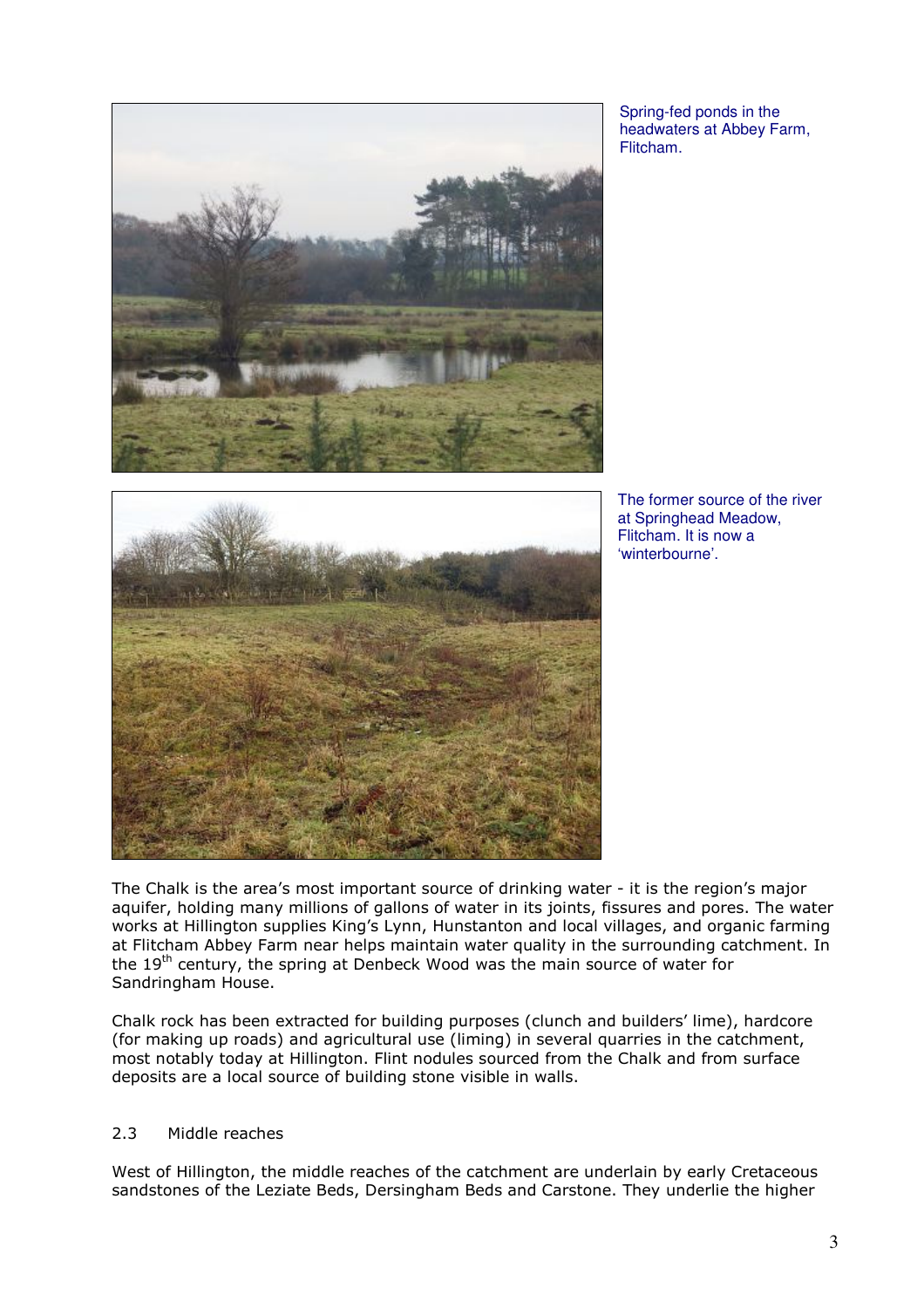Spring-fed ponds in the headwaters at Abbey Farm, Flitcham.

The former source of the river at Springhead Meadow, Flitcham. It is now a 'winterbourne'.

The Chalk is the area's most important source of drinking water - it is the region's major aquifer, holding many millions of gallons of water in its joints, fissures and pores. The water works at Hillington supplies King's Lynn, Hunstanton and local villages, and organic farming at Flitcham Abbey Farm near helps maintain water quality in the surrounding catchment. In the 19th century, the spring at Denbeck Wood was the main source of water for Sandringham House.

Chalk rock has been extracted for building purposes (clunch and builders' lime), hardcore (for making up roads) and agricultural use (liming) in several quarries in the catchment, most notably today at Hillington. Flint nodules sourced from the Chalk and from surface deposits are a local source of building stone visible in walls.

### 2.3 Middle reaches

West of Hillington, the middle reaches of the catchment are underlain by early Cretaceous sandstones of the Leziate Beds, Dersingham Beds and Carstone. They underlie the higher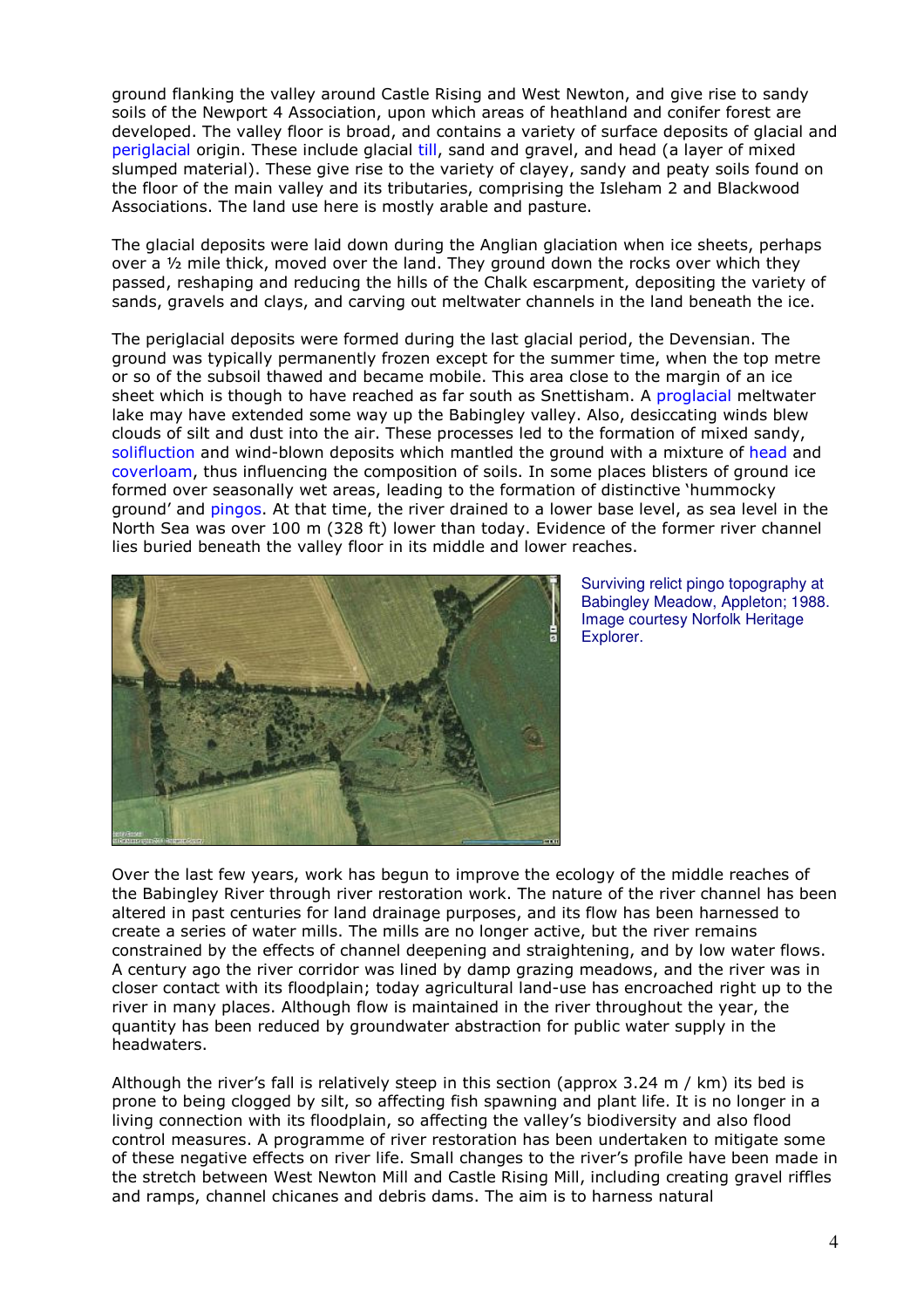ground flanking the valley around Castle Rising and West Newton, and give rise to sandy soils of the Newport 4 Association, upon which areas of heathland and conifer forest are developed. The valley floor is broad, and contains a variety of surface deposits of glacial and periglacial origin. These include glacial till, sand and gravel, and head (a layer of mixed slumped material). These give rise to the variety of clayey, sandy and peaty soils found on the floor of the main valley and its tributaries, comprising the Isleham 2 and Blackwood Associations. The land use here is mostly arable and pasture.

The glacial deposits were laid down during the Anglian glaciation when ice sheets, perhaps over a ½ mile thick, moved over the land. They ground down the rocks over which they passed, reshaping and reducing the hills of the Chalk escarpment, depositing the variety of sands, gravels and clays, and carving out meltwater channels in the land beneath the ice.

The periglacial deposits were formed during the last glacial period, the Devensian. The ground was typically permanently frozen except for the summer time, when the top metre or so of the subsoil thawed and became mobile. This area close to the margin of an ice sheet which is though to have reached as far south as Snettisham. A proglacial meltwater lake may have extended some way up the Babingley valley. Also, desiccating winds blew clouds of silt and dust into the air. These processes led to the formation of mixed sandy, solifluction and wind-blown deposits which mantled the ground with a mixture of head and coverloam, thus influencing the composition of soils. In some places blisters of ground ice formed over seasonally wet areas, leading to the formation of distinctive 'hummocky ground' and pingos. At that time, the river drained to a lower base level, as sea level in the North Sea was over 100 m (328 ft) lower than today. Evidence of the former river channel lies buried beneath the valley floor in its middle and lower reaches.

Surviving relict pingo topography at Babingley Meadow, Appleton; 1988. Image courtesy Norfolk Heritage Explorer.

Over the last few years, work has begun to improve the ecology of the middle reaches of the Babingley River through river restoration work. The nature of the river channel has been altered in past centuries for land drainage purposes, and its flow has been harnessed to create a series of water mills. The mills are no longer active, but the river remains constrained by the effects of channel deepening and straightening, and by low water flows. A century ago the river corridor was lined by damp grazing meadows, and the river was in closer contact with its floodplain; today agricultural land-use has encroached right up to the river in many places. Although flow is maintained in the river throughout the year, the quantity has been reduced by groundwater abstraction for public water supply in the headwaters.

Although the river's fall is relatively steep in this section (approx 3.24 m / km) its bed is prone to being clogged by silt, so affecting fish spawning and plant life. It is no longer in a living connection with its floodplain, so affecting the valley's biodiversity and also flood control measures. A programme of river restoration has been undertaken to mitigate some of these negative effects on river life. Small changes to the river's profile have been made in the stretch between West Newton Mill and Castle Rising Mill, including creating gravel riffles and ramps, channel chicanes and debris dams. The aim is to harness natural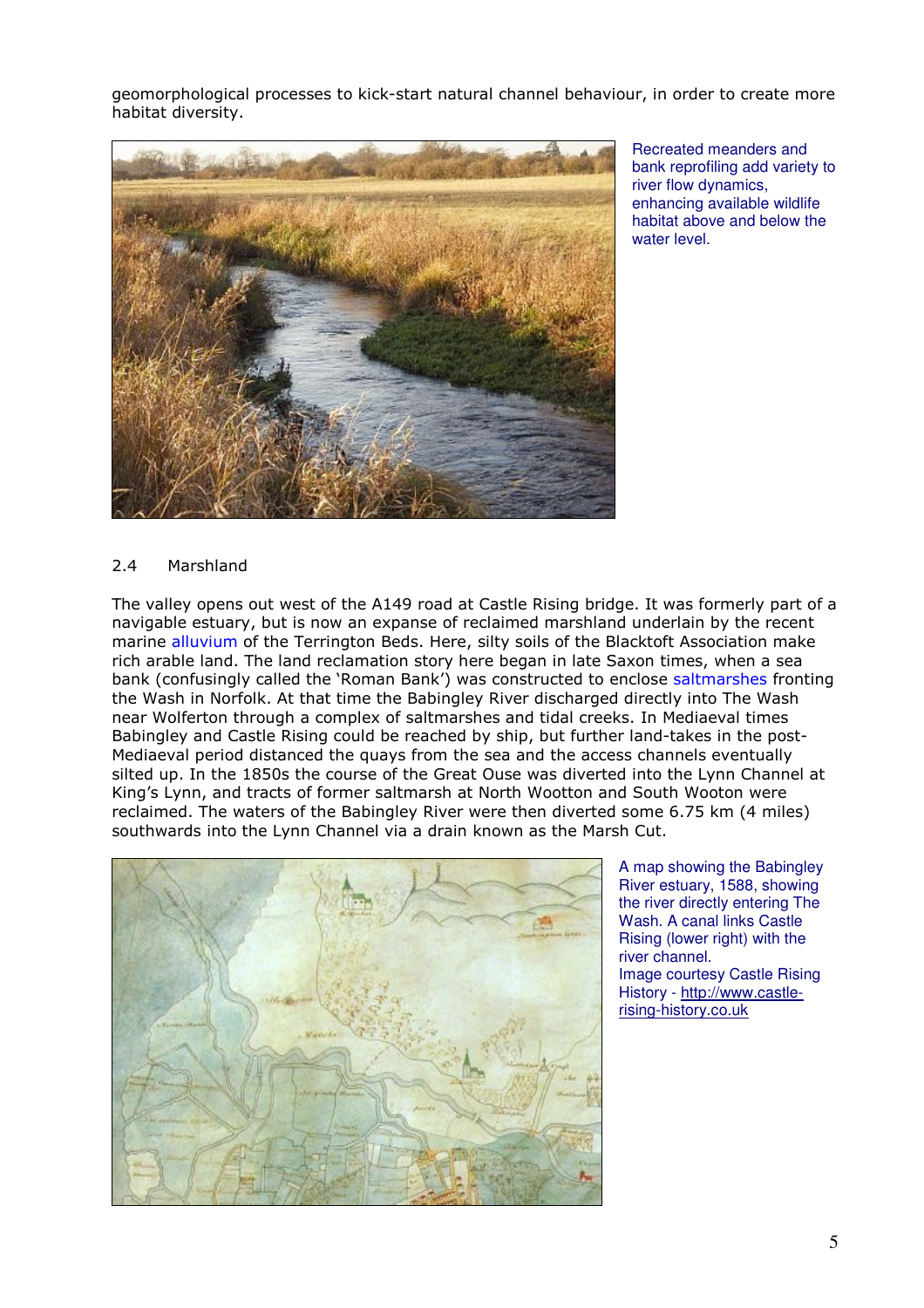geomorphological processes to kick-start natural channel behaviour, in order to create more habitat diversity.

Recreated meanders and bank reprofiling add variety to river flow dynamics, enhancing available wildlife habitat above and below the water level.

## 2.4 Marshland

The valley opens out west of the A149 road at Castle Rising bridge. It was formerly part of a navigable estuary, but is now an expanse of reclaimed marshland underlain by the recent marine alluvium of the Terrington Beds. Here, silty soils of the Blacktoft Association make rich arable land. The land reclamation story here began in late Saxon times, when a sea bank (confusingly called the 'Roman Bank') was constructed to enclose saltmarshes fronting the Wash in Norfolk. At that time the Babingley River discharged directly into The Wash near Wolferton through a complex of saltmarshes and tidal creeks. In Mediaeval times Babingley and Castle Rising could be reached by ship, but further land-takes in the post-Mediaeval period distanced the quays from the sea and the access channels eventually silted up. In the 1850s the course of the Great Ouse was diverted into the Lynn Channel at King's Lynn, and tracts of former saltmarsh at North Wootton and South Wooton were reclaimed. The waters of the Babingley River were then diverted some 6.75 km (4 miles) southwards into the Lynn Channel via a drain known as the Marsh Cut.

A map showing the Babingley River estuary, 1588, showing the river directly entering The Wash. A canal links Castle Rising (lower right) with the river channel.
Image courtesy Castle Rising History - http://www.castle-rising-history.co.uk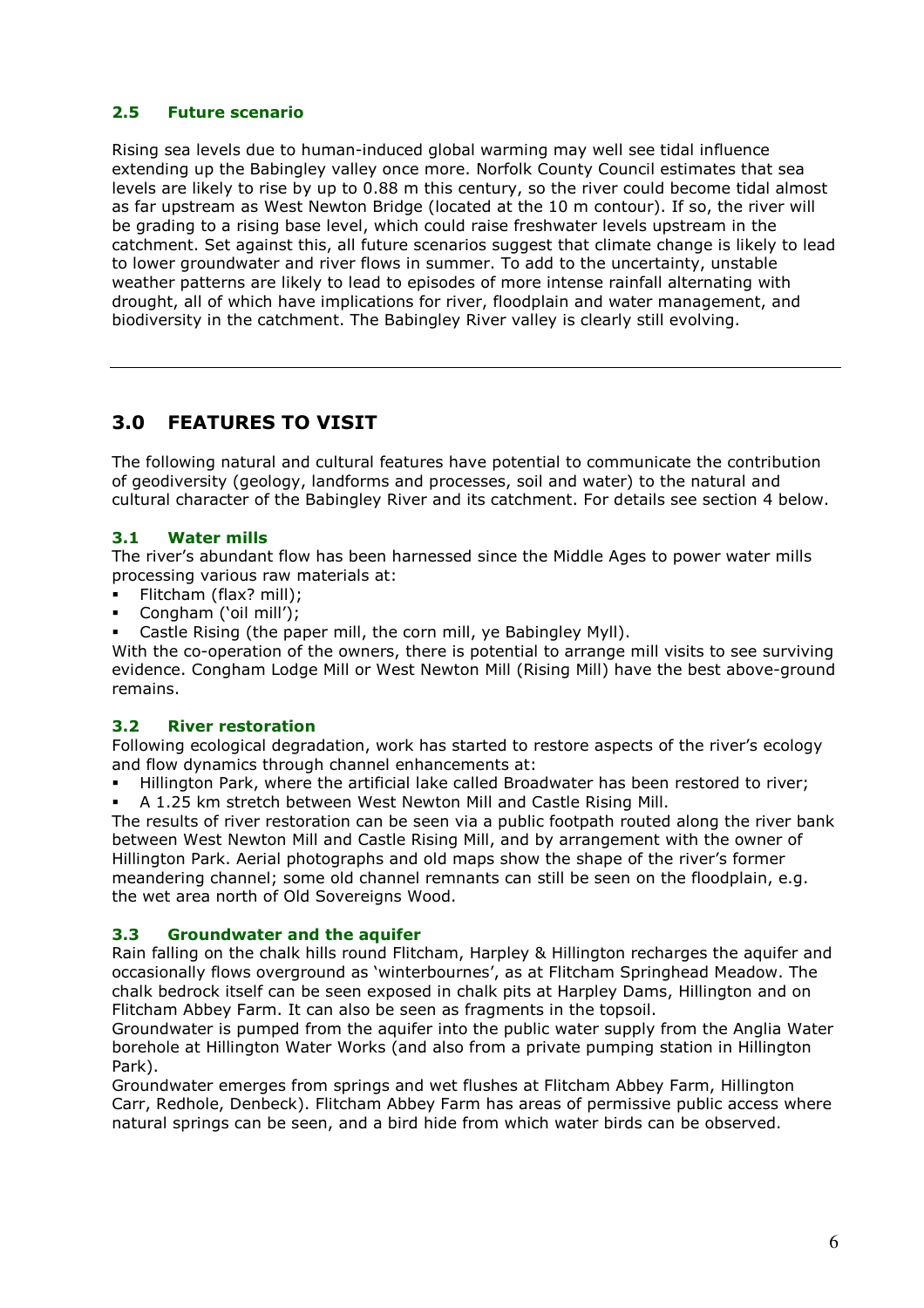### 2.5 Future scenario

Rising sea levels due to human-induced global warming may well see tidal influence extending up the Babingley valley once more. Norfolk County Council estimates that sea levels are likely to rise by up to 0.88 m this century, so the river could become tidal almost as far upstream as West Newton Bridge (located at the 10 m contour). If so, the river will be grading to a rising base level, which could raise freshwater levels upstream in the catchment. Set against this, all future scenarios suggest that climate change is likely to lead to lower groundwater and river flows in summer. To add to the uncertainty, unstable weather patterns are likely to lead to episodes of more intense rainfall alternating with drought, all of which have implications for river, floodplain and water management, and biodiversity in the catchment. The Babingley River valley is clearly still evolving.

---

## 3.0 FEATURES TO VISIT

The following natural and cultural features have potential to communicate the contribution of geodiversity (geology, landforms and processes, soil and water) to the natural and cultural character of the Babingley River and its catchment. For details see section 4 below.

### 3.1 Water mills

The river's abundant flow has been harnessed since the Middle Ages to power water mills processing various raw materials at:

- Flitcham (flax? mill);
- Congham ('oil mill');
- Castle Rising (the paper mill, the corn mill, ye Babingley Myll).

With the co-operation of the owners, there is potential to arrange mill visits to see surviving evidence. Congham Lodge Mill or West Newton Mill (Rising Mill) have the best above-ground remains.

### 3.2 River restoration

Following ecological degradation, work has started to restore aspects of the river's ecology and flow dynamics through channel enhancements at:

- Hillington Park, where the artificial lake called Broadwater has been restored to river;
- A 1.25 km stretch between West Newton Mill and Castle Rising Mill.

The results of river restoration can be seen via a public footpath routed along the river bank between West Newton Mill and Castle Rising Mill, and by arrangement with the owner of Hillington Park. Aerial photographs and old maps show the shape of the river's former meandering channel; some old channel remnants can still be seen on the floodplain, e.g. the wet area north of Old Sovereigns Wood.

### 3.3 Groundwater and the aquifer

Rain falling on the chalk hills round Flitcham, Harpley & Hillington recharges the aquifer and occasionally flows overground as 'winterbournes', as at Flitcham Springhead Meadow. The chalk bedrock itself can be seen exposed in chalk pits at Harpley Dams, Hillington and on Flitcham Abbey Farm. It can also be seen as fragments in the topsoil.

Groundwater is pumped from the aquifer into the public water supply from the Anglia Water borehole at Hillington Water Works (and also from a private pumping station in Hillington Park).

Groundwater emerges from springs and wet flushes at Flitcham Abbey Farm, Hillington Carr, Redhole, Denbeck). Flitcham Abbey Farm has areas of permissive public access where natural springs can be seen, and a bird hide from which water birds can be observed.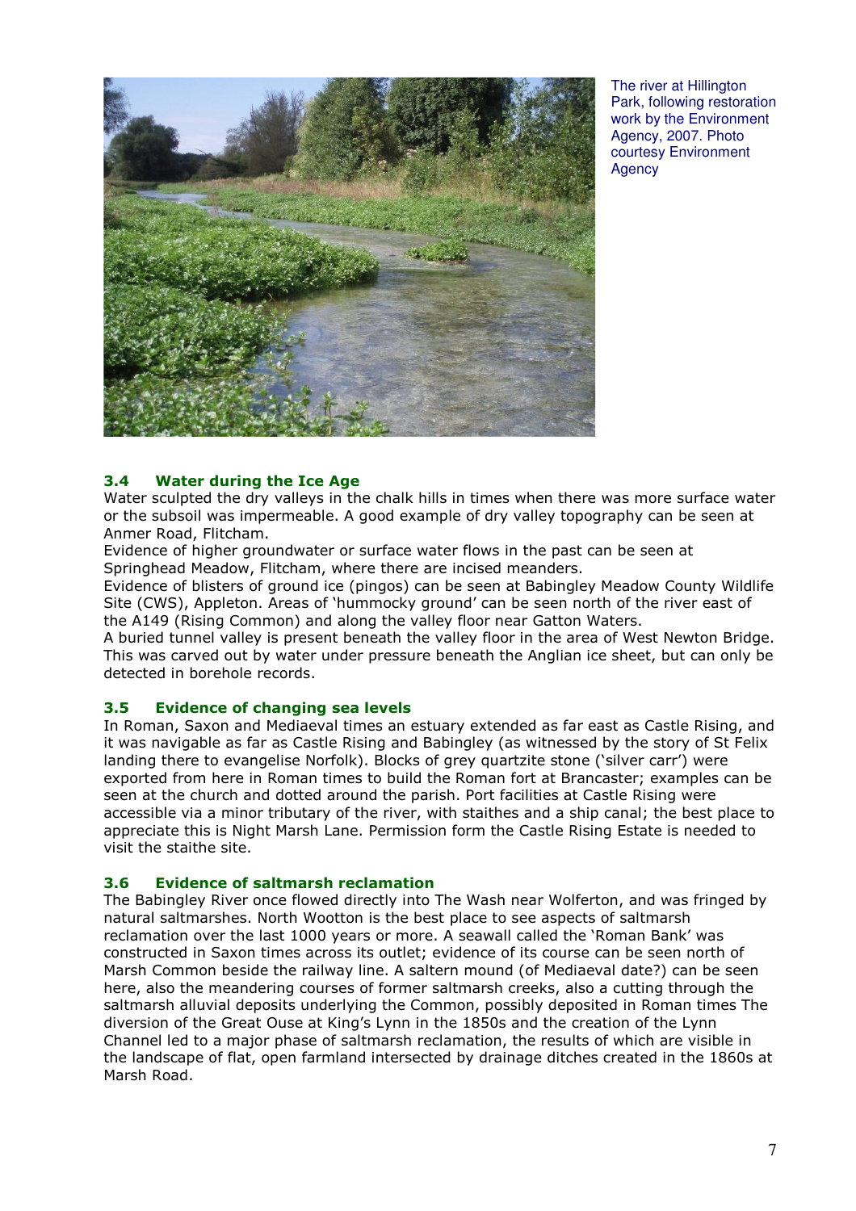The river at Hillington Park, following restoration work by the Environment Agency, 2007. Photo courtesy Environment Agency

### 3.4 Water during the Ice Age

Water sculpted the dry valleys in the chalk hills in times when there was more surface water or the subsoil was impermeable. A good example of dry valley topography can be seen at Anmer Road, Flitcham.

Evidence of higher groundwater or surface water flows in the past can be seen at Springhead Meadow, Flitcham, where there are incised meanders.

Evidence of blisters of ground ice (pingos) can be seen at Babingley Meadow County Wildlife Site (CWS), Appleton. Areas of 'hummocky ground' can be seen north of the river east of the A149 (Rising Common) and along the valley floor near Gatton Waters.

A buried tunnel valley is present beneath the valley floor in the area of West Newton Bridge. This was carved out by water under pressure beneath the Anglian ice sheet, but can only be detected in borehole records.

### 3.5 Evidence of changing sea levels

In Roman, Saxon and Mediaeval times an estuary extended as far east as Castle Rising, and it was navigable as far as Castle Rising and Babingley (as witnessed by the story of St Felix landing there to evangelise Norfolk). Blocks of grey quartzite stone ('silver carr') were exported from here in Roman times to build the Roman fort at Brancaster; examples can be seen at the church and dotted around the parish. Port facilities at Castle Rising were accessible via a minor tributary of the river, with staithes and a ship canal; the best place to appreciate this is Night Marsh Lane. Permission form the Castle Rising Estate is needed to visit the staithe site.

### 3.6 Evidence of saltmarsh reclamation

The Babingley River once flowed directly into The Wash near Wolferton, and was fringed by natural saltmarshes. North Wootton is the best place to see aspects of saltmarsh reclamation over the last 1000 years or more. A seawall called the 'Roman Bank' was constructed in Saxon times across its outlet; evidence of its course can be seen north of Marsh Common beside the railway line. A saltern mound (of Mediaeval date?) can be seen here, also the meandering courses of former saltmarsh creeks, also a cutting through the saltmarsh alluvial deposits underlying the Common, possibly deposited in Roman times The diversion of the Great Ouse at King's Lynn in the 1850s and the creation of the Lynn Channel led to a major phase of saltmarsh reclamation, the results of which are visible in the landscape of flat, open farmland intersected by drainage ditches created in the 1860s at Marsh Road.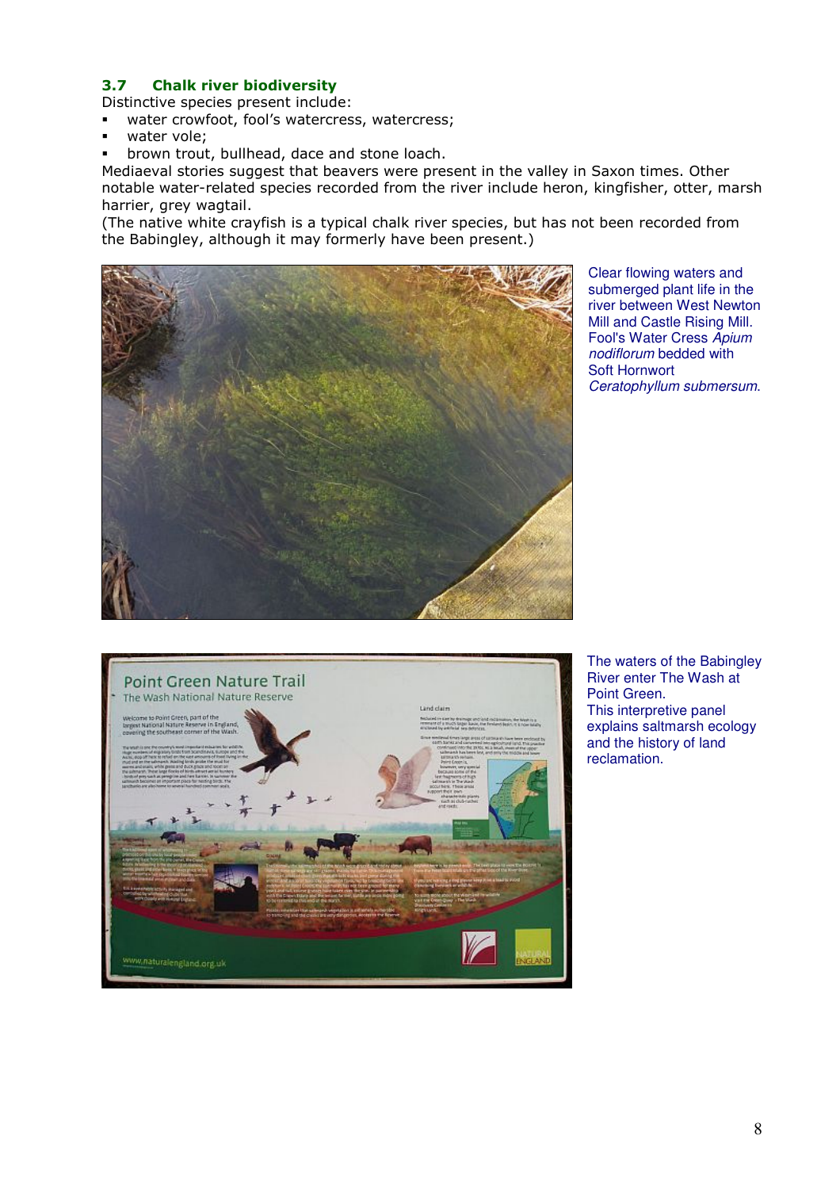### 3.7 Chalk river biodiversity

Distinctive species present include:

- water crowfoot, fool's watercress, watercress;
- water vole;
- brown trout, bullhead, dace and stone loach.

Mediaeval stories suggest that beavers were present in the valley in Saxon times. Other notable water-related species recorded from the river include heron, kingfisher, otter, marsh harrier, grey wagtail.

(The native white crayfish is a typical chalk river species, but has not been recorded from the Babingley, although it may formerly have been present.)

Clear flowing waters and submerged plant life in the river between West Newton Mill and Castle Rising Mill. Fool's Water Cress *Apium nodiflorum* bedded with Soft Hornwort *Ceratophyllum submersum*.

The waters of the Babingley River enter The Wash at Point Green. This interpretive panel explains saltmarsh ecology and the history of land reclamation.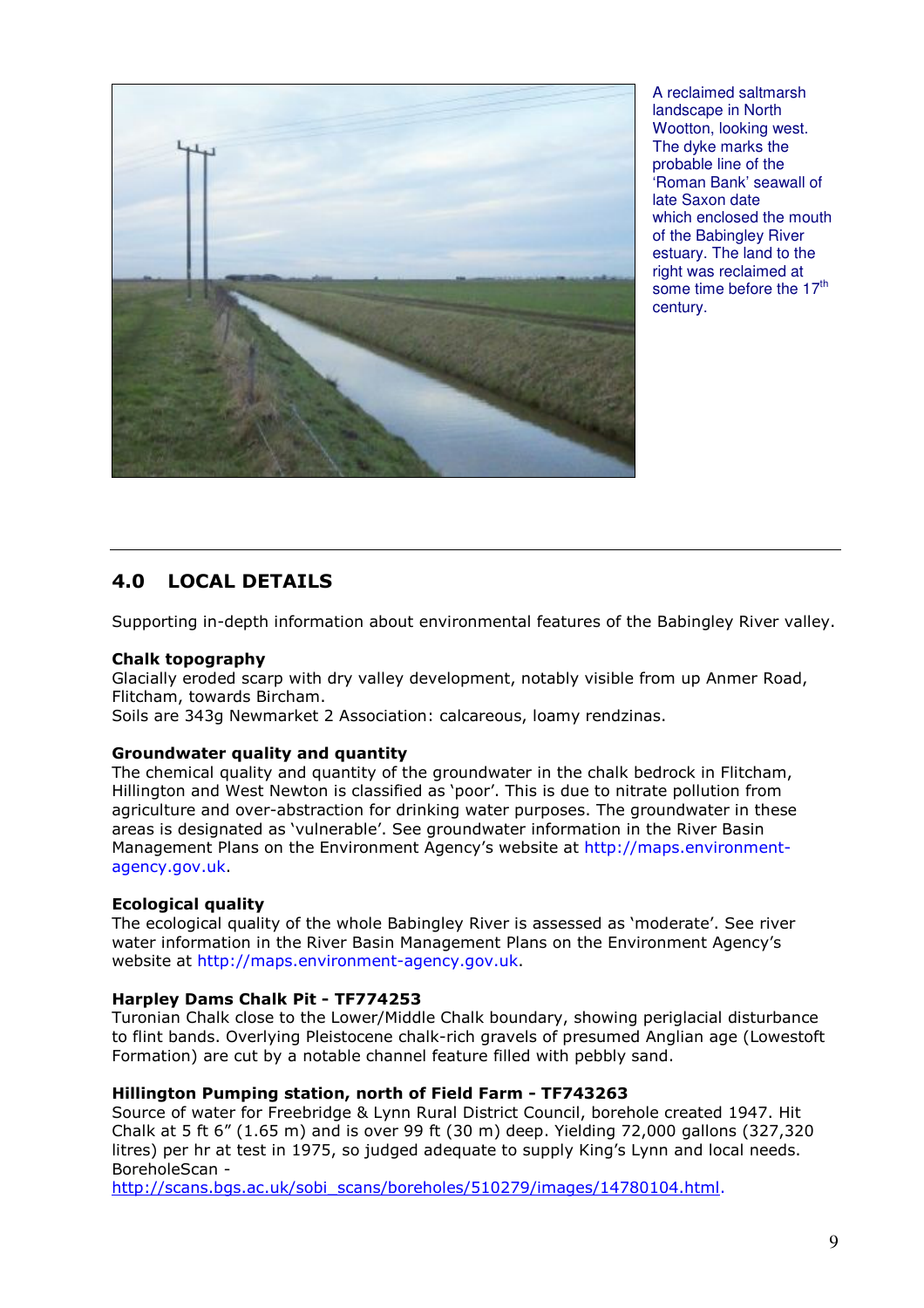A reclaimed saltmarsh landscape in North Wootton, looking west. The dyke marks the probable line of the 'Roman Bank' seawall of late Saxon date which enclosed the mouth of the Babingley River estuary. The land to the right was reclaimed at some time before the 17th century.

## 4.0 LOCAL DETAILS

Supporting in-depth information about environmental features of the Babingley River valley.

**Chalk topography**
Glacially eroded scarp with dry valley development, notably visible from up Anmer Road, Flitcham, towards Bircham.
Soils are 343g Newmarket 2 Association: calcareous, loamy rendzinas.

**Groundwater quality and quantity**
The chemical quality and quantity of the groundwater in the chalk bedrock in Flitcham, Hillington and West Newton is classified as 'poor'. This is due to nitrate pollution from agriculture and over-abstraction for drinking water purposes. The groundwater in these areas is designated as 'vulnerable'. See groundwater information in the River Basin Management Plans on the Environment Agency's website at http://maps.environment-agency.gov.uk.

**Ecological quality**
The ecological quality of the whole Babingley River is assessed as 'moderate'. See river water information in the River Basin Management Plans on the Environment Agency's website at http://maps.environment-agency.gov.uk.

**Harpley Dams Chalk Pit - TF774253**
Turonian Chalk close to the Lower/Middle Chalk boundary, showing periglacial disturbance to flint bands. Overlying Pleistocene chalk-rich gravels of presumed Anglian age (Lowestoft Formation) are cut by a notable channel feature filled with pebbly sand.

**Hillington Pumping station, north of Field Farm - TF743263**
Source of water for Freebridge & Lynn Rural District Council, borehole created 1947. Hit Chalk at 5 ft 6" (1.65 m) and is over 99 ft (30 m) deep. Yielding 72,000 gallons (327,320 litres) per hr at test in 1975, so judged adequate to supply King's Lynn and local needs.
BoreholeScan -
http://scans.bgs.ac.uk/sobi_scans/boreholes/510279/images/14780104.html.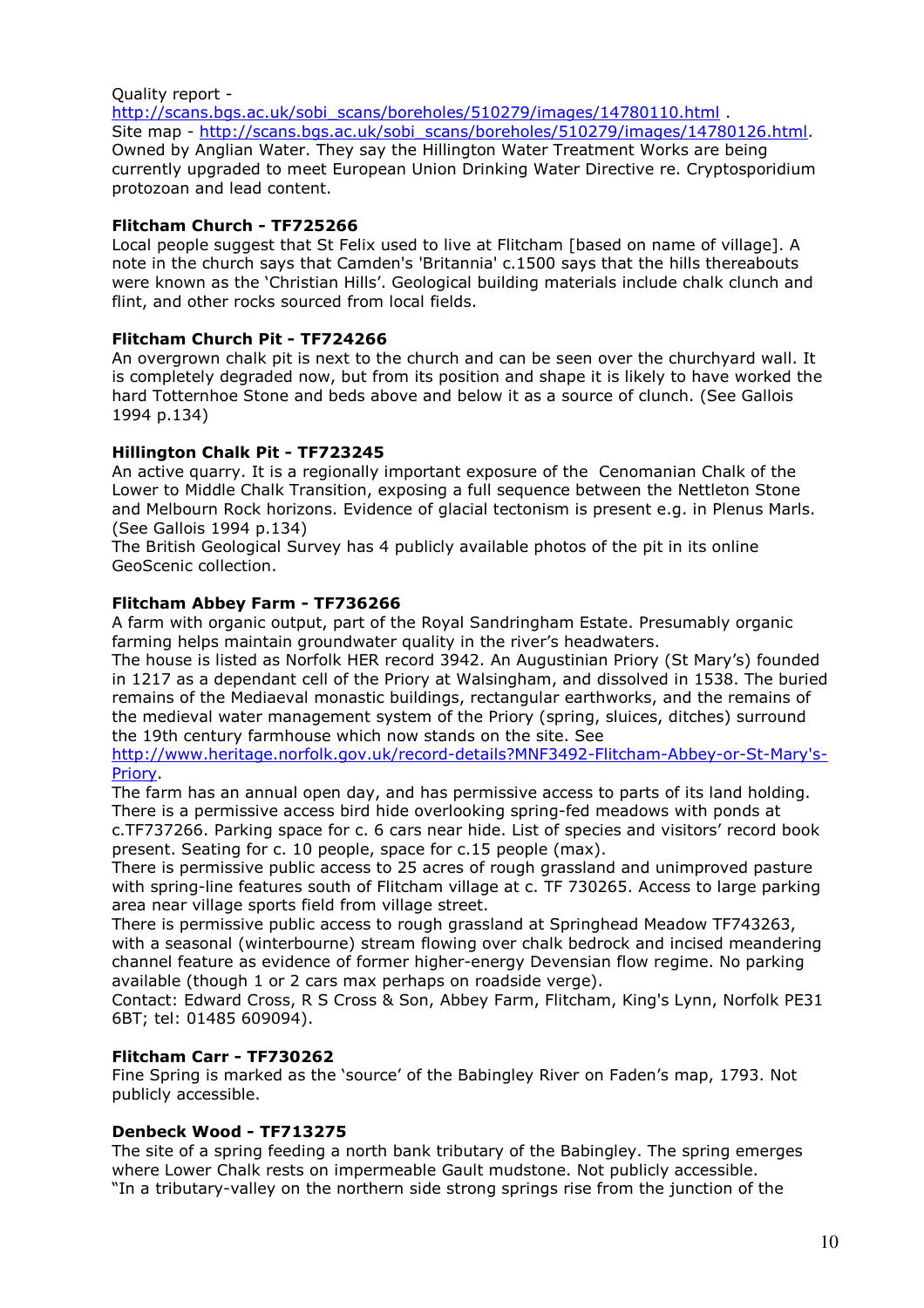Quality report - http://scans.bgs.ac.uk/sobi_scans/boreholes/510279/images/14780110.html .
Site map - http://scans.bgs.ac.uk/sobi_scans/boreholes/510279/images/14780126.html.
Owned by Anglian Water. They say the Hillington Water Treatment Works are being currently upgraded to meet European Union Drinking Water Directive re. Cryptosporidium protozoan and lead content.

**Flitcham Church - TF725266**
Local people suggest that St Felix used to live at Flitcham [based on name of village]. A note in the church says that Camden's 'Britannia' c.1500 says that the hills thereabouts were known as the 'Christian Hills'. Geological building materials include chalk clunch and flint, and other rocks sourced from local fields.

**Flitcham Church Pit - TF724266**
An overgrown chalk pit is next to the church and can be seen over the churchyard wall. It is completely degraded now, but from its position and shape it is likely to have worked the hard Totternhoe Stone and beds above and below it as a source of clunch. (See Gallois 1994 p.134)

**Hillington Chalk Pit - TF723245**
An active quarry. It is a regionally important exposure of the Cenomanian Chalk of the Lower to Middle Chalk Transition, exposing a full sequence between the Nettleton Stone and Melbourn Rock horizons. Evidence of glacial tectonism is present e.g. in Plenus Marls. (See Gallois 1994 p.134)
The British Geological Survey has 4 publicly available photos of the pit in its online GeoScenic collection.

**Flitcham Abbey Farm - TF736266**
A farm with organic output, part of the Royal Sandringham Estate. Presumably organic farming helps maintain groundwater quality in the river's headwaters.
The house is listed as Norfolk HER record 3942. An Augustinian Priory (St Mary's) founded in 1217 as a dependant cell of the Priory at Walsingham, and dissolved in 1538. The buried remains of the Mediaeval monastic buildings, rectangular earthworks, and the remains of the medieval water management system of the Priory (spring, sluices, ditches) surround the 19th century farmhouse which now stands on the site. See http://www.heritage.norfolk.gov.uk/record-details?MNF3492-Flitcham-Abbey-or-St-Mary's-Priory.
The farm has an annual open day, and has permissive access to parts of its land holding. There is a permissive access bird hide overlooking spring-fed meadows with ponds at c.TF737266. Parking space for c. 6 cars near hide. List of species and visitors' record book present. Seating for c. 10 people, space for c.15 people (max).
There is permissive public access to 25 acres of rough grassland and unimproved pasture with spring-line features south of Flitcham village at c. TF 730265. Access to large parking area near village sports field from village street.
There is permissive public access to rough grassland at Springhead Meadow TF743263, with a seasonal (winterbourne) stream flowing over chalk bedrock and incised meandering channel feature as evidence of former higher-energy Devensian flow regime. No parking available (though 1 or 2 cars max perhaps on roadside verge).
Contact: Edward Cross, R S Cross & Son, Abbey Farm, Flitcham, King's Lynn, Norfolk PE31 6BT; tel: 01485 609094).

**Flitcham Carr - TF730262**
Fine Spring is marked as the 'source' of the Babingley River on Faden's map, 1793. Not publicly accessible.

**Denbeck Wood - TF713275**
The site of a spring feeding a north bank tributary of the Babingley. The spring emerges where Lower Chalk rests on impermeable Gault mudstone. Not publicly accessible.
"In a tributary-valley on the northern side strong springs rise from the junction of the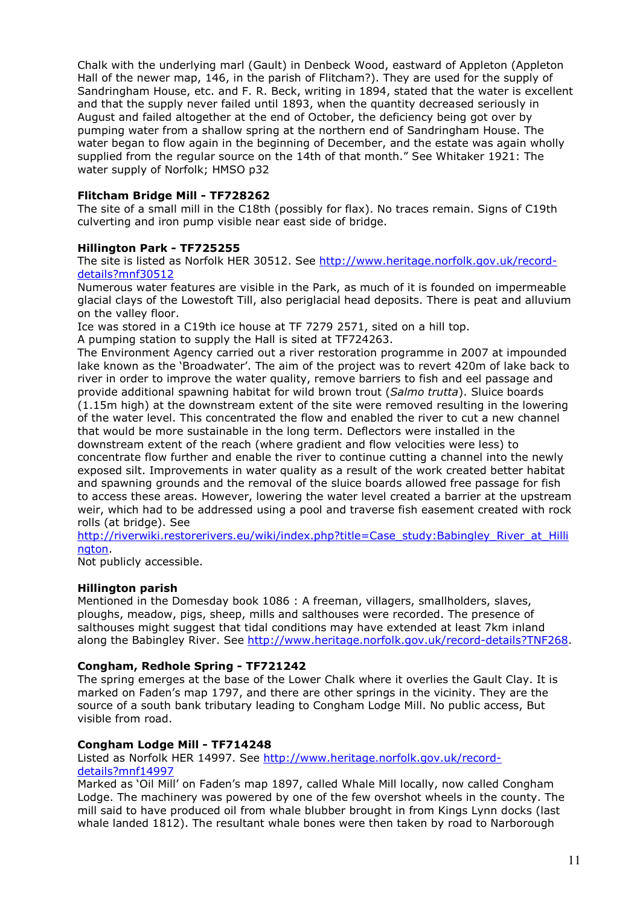Chalk with the underlying marl (Gault) in Denbeck Wood, eastward of Appleton (Appleton Hall of the newer map, 146, in the parish of Flitcham?). They are used for the supply of Sandringham House, etc. and F. R. Beck, writing in 1894, stated that the water is excellent and that the supply never failed until 1893, when the quantity decreased seriously in August and failed altogether at the end of October, the deficiency being got over by pumping water from a shallow spring at the northern end of Sandringham House. The water began to flow again in the beginning of December, and the estate was again wholly supplied from the regular source on the 14th of that month." See Whitaker 1921: The water supply of Norfolk; HMSO p32

**Flitcham Bridge Mill - TF728262**

The site of a small mill in the C18th (possibly for flax). No traces remain. Signs of C19th culverting and iron pump visible near east side of bridge.

**Hillington Park - TF725255**

The site is listed as Norfolk HER 30512. See http://www.heritage.norfolk.gov.uk/record-details?mnf30512

Numerous water features are visible in the Park, as much of it is founded on impermeable glacial clays of the Lowestoft Till, also periglacial head deposits. There is peat and alluvium on the valley floor.

Ice was stored in a C19th ice house at TF 7279 2571, sited on a hill top.

A pumping station to supply the Hall is sited at TF724263.

The Environment Agency carried out a river restoration programme in 2007 at impounded lake known as the 'Broadwater'. The aim of the project was to revert 420m of lake back to river in order to improve the water quality, remove barriers to fish and eel passage and provide additional spawning habitat for wild brown trout (*Salmo trutta*). Sluice boards (1.15m high) at the downstream extent of the site were removed resulting in the lowering of the water level. This concentrated the flow and enabled the river to cut a new channel that would be more sustainable in the long term. Deflectors were installed in the downstream extent of the reach (where gradient and flow velocities were less) to concentrate flow further and enable the river to continue cutting a channel into the newly exposed silt. Improvements in water quality as a result of the work created better habitat and spawning grounds and the removal of the sluice boards allowed free passage for fish to access these areas. However, lowering the water level created a barrier at the upstream weir, which had to be addressed using a pool and traverse fish easement created with rock rolls (at bridge). See http://riverwiki.restorerivers.eu/wiki/index.php?title=Case_study:Babingley_River_at_Hillington.

Not publicly accessible.

**Hillington parish**

Mentioned in the Domesday book 1086 : A freeman, villagers, smallholders, slaves, ploughs, meadow, pigs, sheep, mills and salthouses were recorded. The presence of salthouses might suggest that tidal conditions may have extended at least 7km inland along the Babingley River. See http://www.heritage.norfolk.gov.uk/record-details?TNF268.

**Congham, Redhole Spring - TF721242**

The spring emerges at the base of the Lower Chalk where it overlies the Gault Clay. It is marked on Faden's map 1797, and there are other springs in the vicinity. They are the source of a south bank tributary leading to Congham Lodge Mill. No public access, But visible from road.

**Congham Lodge Mill - TF714248**

Listed as Norfolk HER 14997. See http://www.heritage.norfolk.gov.uk/record-details?mnf14997

Marked as 'Oil Mill' on Faden's map 1897, called Whale Mill locally, now called Congham Lodge. The machinery was powered by one of the few overshot wheels in the county. The mill said to have produced oil from whale blubber brought in from Kings Lynn docks (last whale landed 1812). The resultant whale bones were then taken by road to Narborough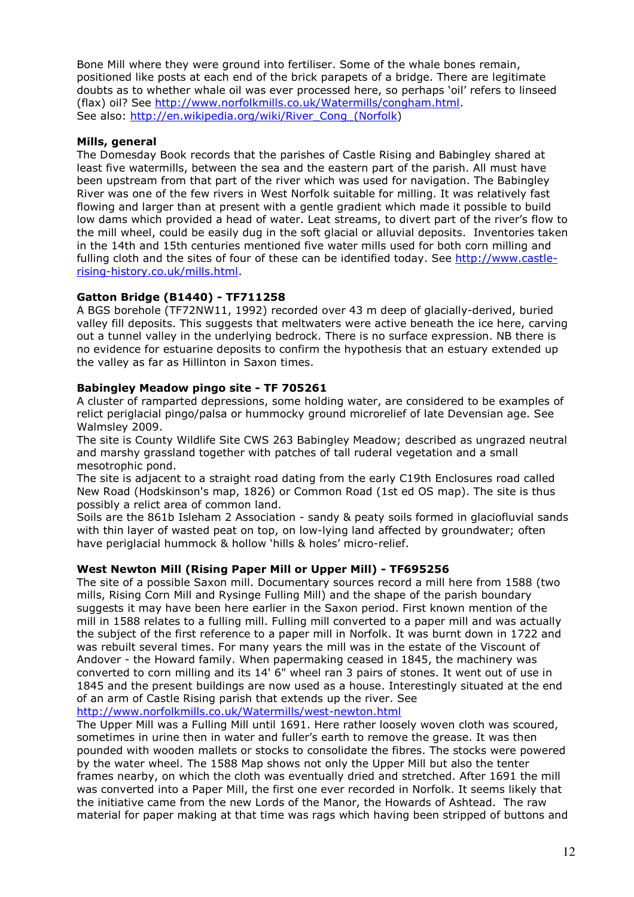Bone Mill where they were ground into fertiliser. Some of the whale bones remain, positioned like posts at each end of the brick parapets of a bridge. There are legitimate doubts as to whether whale oil was ever processed here, so perhaps 'oil' refers to linseed (flax) oil? See http://www.norfolkmills.co.uk/Watermills/congham.html.
See also: http://en.wikipedia.org/wiki/River_Cong_(Norfolk)

**Mills, general**

The Domesday Book records that the parishes of Castle Rising and Babingley shared at least five watermills, between the sea and the eastern part of the parish. All must have been upstream from that part of the river which was used for navigation. The Babingley River was one of the few rivers in West Norfolk suitable for milling. It was relatively fast flowing and larger than at present with a gentle gradient which made it possible to build low dams which provided a head of water. Leat streams, to divert part of the river's flow to the mill wheel, could be easily dug in the soft glacial or alluvial deposits. Inventories taken in the 14th and 15th centuries mentioned five water mills used for both corn milling and fulling cloth and the sites of four of these can be identified today. See http://www.castle-rising-history.co.uk/mills.html.

**Gatton Bridge (B1440) - TF711258**

A BGS borehole (TF72NW11, 1992) recorded over 43 m deep of glacially-derived, buried valley fill deposits. This suggests that meltwaters were active beneath the ice here, carving out a tunnel valley in the underlying bedrock. There is no surface expression. NB there is no evidence for estuarine deposits to confirm the hypothesis that an estuary extended up the valley as far as Hillinton in Saxon times.

**Babingley Meadow pingo site - TF 705261**

A cluster of ramparted depressions, some holding water, are considered to be examples of relict periglacial pingo/palsa or hummocky ground microrelief of late Devensian age. See Walmsley 2009.
The site is County Wildlife Site CWS 263 Babingley Meadow; described as ungrazed neutral and marshy grassland together with patches of tall ruderal vegetation and a small mesotrophic pond.
The site is adjacent to a straight road dating from the early C19th Enclosures road called New Road (Hodskinson's map, 1826) or Common Road (1st ed OS map). The site is thus possibly a relict area of common land.
Soils are the 861b Isleham 2 Association - sandy & peaty soils formed in glaciofluvial sands with thin layer of wasted peat on top, on low-lying land affected by groundwater; often have periglacial hummock & hollow 'hills & holes' micro-relief.

**West Newton Mill (Rising Paper Mill or Upper Mill) - TF695256**

The site of a possible Saxon mill. Documentary sources record a mill here from 1588 (two mills, Rising Corn Mill and Rysinge Fulling Mill) and the shape of the parish boundary suggests it may have been here earlier in the Saxon period. First known mention of the mill in 1588 relates to a fulling mill. Fulling mill converted to a paper mill and was actually the subject of the first reference to a paper mill in Norfolk. It was burnt down in 1722 and was rebuilt several times. For many years the mill was in the estate of the Viscount of Andover - the Howard family. When papermaking ceased in 1845, the machinery was converted to corn milling and its 14' 6" wheel ran 3 pairs of stones. It went out of use in 1845 and the present buildings are now used as a house. Interestingly situated at the end of an arm of Castle Rising parish that extends up the river. See
http://www.norfolkmills.co.uk/Watermills/west-newton.html
The Upper Mill was a Fulling Mill until 1691. Here rather loosely woven cloth was scoured, sometimes in urine then in water and fuller's earth to remove the grease. It was then pounded with wooden mallets or stocks to consolidate the fibres. The stocks were powered by the water wheel. The 1588 Map shows not only the Upper Mill but also the tenter frames nearby, on which the cloth was eventually dried and stretched. After 1691 the mill was converted into a Paper Mill, the first one ever recorded in Norfolk. It seems likely that the initiative came from the new Lords of the Manor, the Howards of Ashtead. The raw material for paper making at that time was rags which having been stripped of buttons and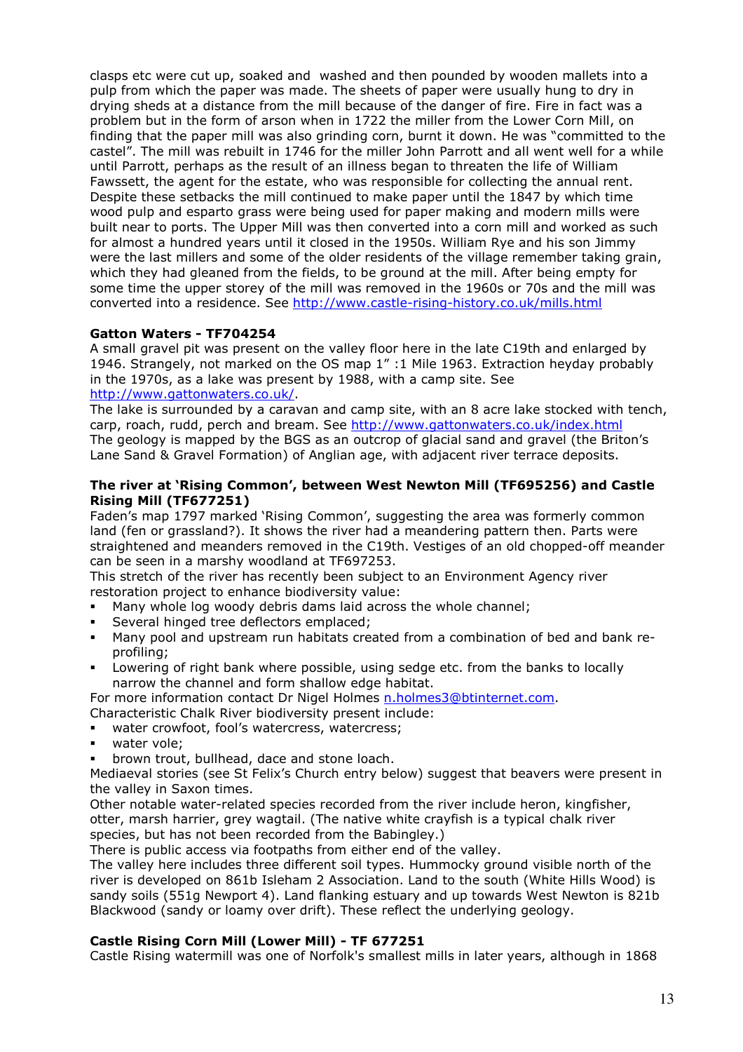clasps etc were cut up, soaked and washed and then pounded by wooden mallets into a pulp from which the paper was made. The sheets of paper were usually hung to dry in drying sheds at a distance from the mill because of the danger of fire. Fire in fact was a problem but in the form of arson when in 1722 the miller from the Lower Corn Mill, on finding that the paper mill was also grinding corn, burnt it down. He was "committed to the castel". The mill was rebuilt in 1746 for the miller John Parrott and all went well for a while until Parrott, perhaps as the result of an illness began to threaten the life of William Fawssett, the agent for the estate, who was responsible for collecting the annual rent. Despite these setbacks the mill continued to make paper until the 1847 by which time wood pulp and esparto grass were being used for paper making and modern mills were built near to ports. The Upper Mill was then converted into a corn mill and worked as such for almost a hundred years until it closed in the 1950s. William Rye and his son Jimmy were the last millers and some of the older residents of the village remember taking grain, which they had gleaned from the fields, to be ground at the mill. After being empty for some time the upper storey of the mill was removed in the 1960s or 70s and the mill was converted into a residence. See http://www.castle-rising-history.co.uk/mills.html

**Gatton Waters - TF704254**

A small gravel pit was present on the valley floor here in the late C19th and enlarged by 1946. Strangely, not marked on the OS map 1" :1 Mile 1963. Extraction heyday probably in the 1970s, as a lake was present by 1988, with a camp site. See http://www.gattonwaters.co.uk/.

The lake is surrounded by a caravan and camp site, with an 8 acre lake stocked with tench, carp, roach, rudd, perch and bream. See http://www.gattonwaters.co.uk/index.html

The geology is mapped by the BGS as an outcrop of glacial sand and gravel (the Briton's Lane Sand & Gravel Formation) of Anglian age, with adjacent river terrace deposits.

**The river at 'Rising Common', between West Newton Mill (TF695256) and Castle Rising Mill (TF677251)**

Faden's map 1797 marked 'Rising Common', suggesting the area was formerly common land (fen or grassland?). It shows the river had a meandering pattern then. Parts were straightened and meanders removed in the C19th. Vestiges of an old chopped-off meander can be seen in a marshy woodland at TF697253.

This stretch of the river has recently been subject to an Environment Agency river restoration project to enhance biodiversity value:

- Many whole log woody debris dams laid across the whole channel;
- Several hinged tree deflectors emplaced;
- Many pool and upstream run habitats created from a combination of bed and bank re-profiling;
- Lowering of right bank where possible, using sedge etc. from the banks to locally narrow the channel and form shallow edge habitat.

For more information contact Dr Nigel Holmes n.holmes3@btinternet.com.

Characteristic Chalk River biodiversity present include:

- water crowfoot, fool's watercress, watercress;
- water vole;
- brown trout, bullhead, dace and stone loach.

Mediaeval stories (see St Felix's Church entry below) suggest that beavers were present in the valley in Saxon times.

Other notable water-related species recorded from the river include heron, kingfisher, otter, marsh harrier, grey wagtail. (The native white crayfish is a typical chalk river species, but has not been recorded from the Babingley.)

There is public access via footpaths from either end of the valley.

The valley here includes three different soil types. Hummocky ground visible north of the river is developed on 861b Isleham 2 Association. Land to the south (White Hills Wood) is sandy soils (551g Newport 4). Land flanking estuary and up towards West Newton is 821b Blackwood (sandy or loamy over drift). These reflect the underlying geology.

**Castle Rising Corn Mill (Lower Mill) - TF 677251**

Castle Rising watermill was one of Norfolk's smallest mills in later years, although in 1868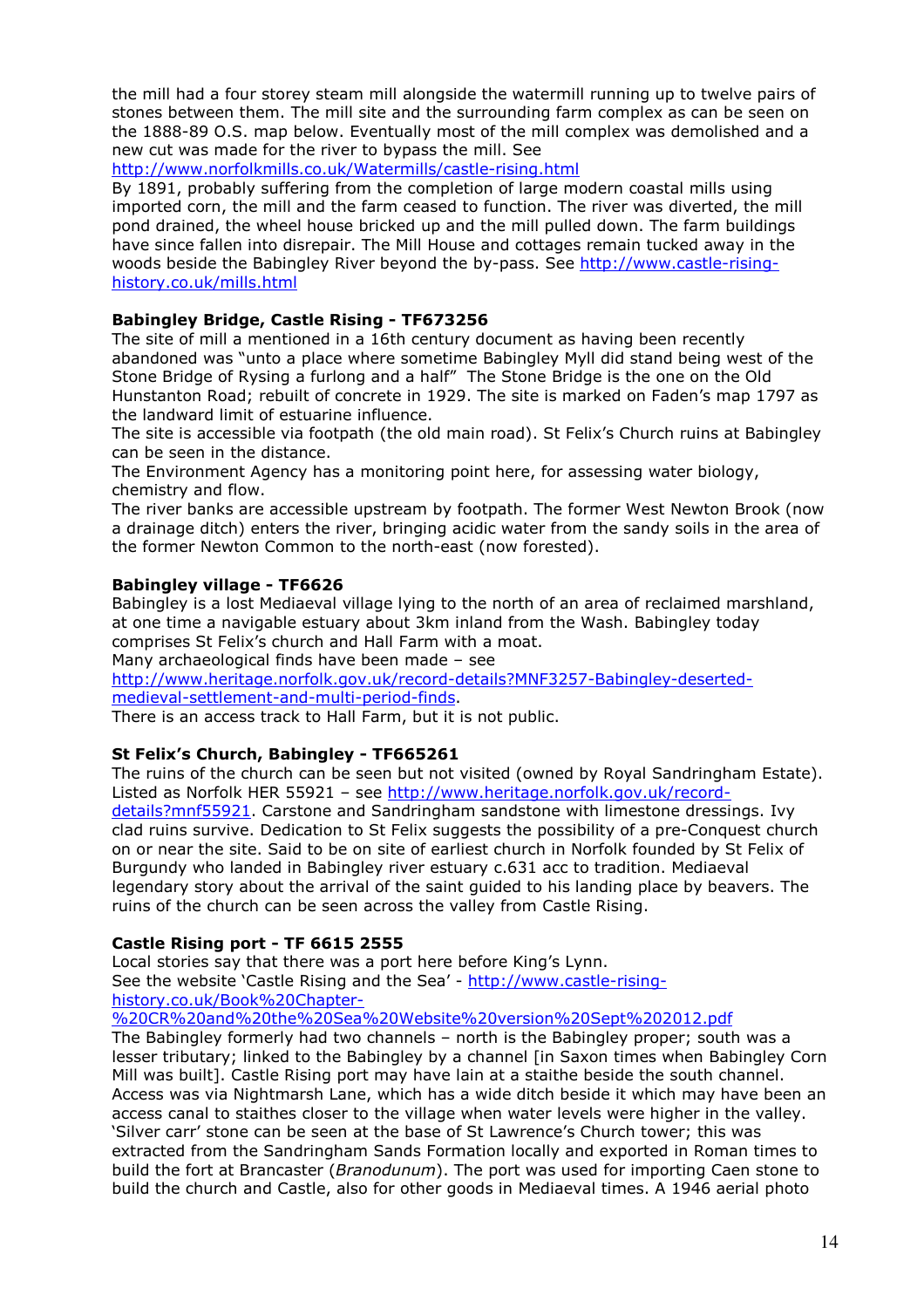the mill had a four storey steam mill alongside the watermill running up to twelve pairs of stones between them. The mill site and the surrounding farm complex as can be seen on the 1888-89 O.S. map below. Eventually most of the mill complex was demolished and a new cut was made for the river to bypass the mill. See http://www.norfolkmills.co.uk/Watermills/castle-rising.html

By 1891, probably suffering from the completion of large modern coastal mills using imported corn, the mill and the farm ceased to function. The river was diverted, the mill pond drained, the wheel house bricked up and the mill pulled down. The farm buildings have since fallen into disrepair. The Mill House and cottages remain tucked away in the woods beside the Babingley River beyond the by-pass. See http://www.castle-rising-history.co.uk/mills.html

**Babingley Bridge, Castle Rising - TF673256**

The site of mill a mentioned in a 16th century document as having been recently abandoned was "unto a place where sometime Babingley Myll did stand being west of the Stone Bridge of Rysing a furlong and a half" The Stone Bridge is the one on the Old Hunstanton Road; rebuilt of concrete in 1929. The site is marked on Faden's map 1797 as the landward limit of estuarine influence.

The site is accessible via footpath (the old main road). St Felix's Church ruins at Babingley can be seen in the distance.

The Environment Agency has a monitoring point here, for assessing water biology, chemistry and flow.

The river banks are accessible upstream by footpath. The former West Newton Brook (now a drainage ditch) enters the river, bringing acidic water from the sandy soils in the area of the former Newton Common to the north-east (now forested).

**Babingley village - TF6626**

Babingley is a lost Mediaeval village lying to the north of an area of reclaimed marshland, at one time a navigable estuary about 3km inland from the Wash. Babingley today comprises St Felix's church and Hall Farm with a moat.

Many archaeological finds have been made – see http://www.heritage.norfolk.gov.uk/record-details?MNF3257-Babingley-deserted-medieval-settlement-and-multi-period-finds.

There is an access track to Hall Farm, but it is not public.

**St Felix's Church, Babingley - TF665261**

The ruins of the church can be seen but not visited (owned by Royal Sandringham Estate). Listed as Norfolk HER 55921 – see http://www.heritage.norfolk.gov.uk/record-details?mnf55921. Carstone and Sandringham sandstone with limestone dressings. Ivy clad ruins survive. Dedication to St Felix suggests the possibility of a pre-Conquest church on or near the site. Said to be on site of earliest church in Norfolk founded by St Felix of Burgundy who landed in Babingley river estuary c.631 acc to tradition. Mediaeval legendary story about the arrival of the saint guided to his landing place by beavers. The ruins of the church can be seen across the valley from Castle Rising.

**Castle Rising port - TF 6615 2555**

Local stories say that there was a port here before King's Lynn.

See the website 'Castle Rising and the Sea' - http://www.castle-rising-history.co.uk/Book%20Chapter-%20CR%20and%20the%20Sea%20Website%20version%20Sept%202012.pdf

The Babingley formerly had two channels – north is the Babingley proper; south was a lesser tributary; linked to the Babingley by a channel [in Saxon times when Babingley Corn Mill was built]. Castle Rising port may have lain at a staithe beside the south channel. Access was via Nightmarsh Lane, which has a wide ditch beside it which may have been an access canal to staithes closer to the village when water levels were higher in the valley. 'Silver carr' stone can be seen at the base of St Lawrence's Church tower; this was extracted from the Sandringham Sands Formation locally and exported in Roman times to build the fort at Brancaster (*Branodunum*). The port was used for importing Caen stone to build the church and Castle, also for other goods in Mediaeval times. A 1946 aerial photo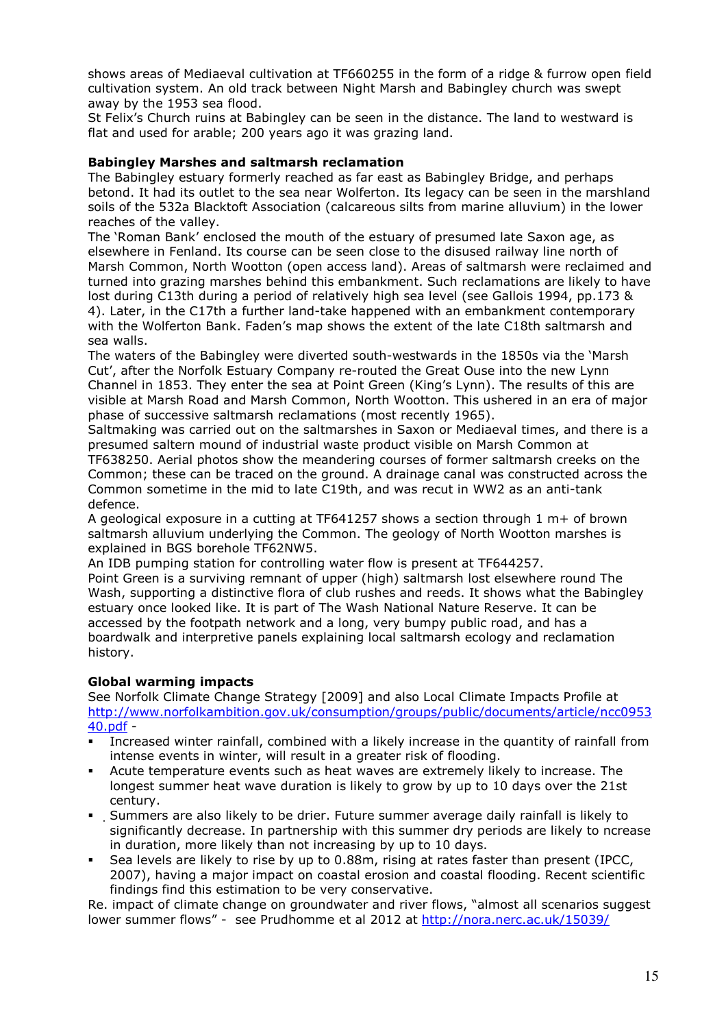shows areas of Mediaeval cultivation at TF660255 in the form of a ridge & furrow open field cultivation system. An old track between Night Marsh and Babingley church was swept away by the 1953 sea flood.
St Felix's Church ruins at Babingley can be seen in the distance. The land to westward is flat and used for arable; 200 years ago it was grazing land.

**Babingley Marshes and saltmarsh reclamation**
The Babingley estuary formerly reached as far east as Babingley Bridge, and perhaps betond. It had its outlet to the sea near Wolferton. Its legacy can be seen in the marshland soils of the 532a Blacktoft Association (calcareous silts from marine alluvium) in the lower reaches of the valley.
The 'Roman Bank' enclosed the mouth of the estuary of presumed late Saxon age, as elsewhere in Fenland. Its course can be seen close to the disused railway line north of Marsh Common, North Wootton (open access land). Areas of saltmarsh were reclaimed and turned into grazing marshes behind this embankment. Such reclamations are likely to have lost during C13th during a period of relatively high sea level (see Gallois 1994, pp.173 & 4). Later, in the C17th a further land-take happened with an embankment contemporary with the Wolferton Bank. Faden's map shows the extent of the late C18th saltmarsh and sea walls.
The waters of the Babingley were diverted south-westwards in the 1850s via the 'Marsh Cut', after the Norfolk Estuary Company re-routed the Great Ouse into the new Lynn Channel in 1853. They enter the sea at Point Green (King's Lynn). The results of this are visible at Marsh Road and Marsh Common, North Wootton. This ushered in an era of major phase of successive saltmarsh reclamations (most recently 1965).
Saltmaking was carried out on the saltmarshes in Saxon or Mediaeval times, and there is a presumed saltern mound of industrial waste product visible on Marsh Common at TF638250. Aerial photos show the meandering courses of former saltmarsh creeks on the Common; these can be traced on the ground. A drainage canal was constructed across the Common sometime in the mid to late C19th, and was recut in WW2 as an anti-tank defence.
A geological exposure in a cutting at TF641257 shows a section through 1 m+ of brown saltmarsh alluvium underlying the Common. The geology of North Wootton marshes is explained in BGS borehole TF62NW5.
An IDB pumping station for controlling water flow is present at TF644257.
Point Green is a surviving remnant of upper (high) saltmarsh lost elsewhere round The Wash, supporting a distinctive flora of club rushes and reeds. It shows what the Babingley estuary once looked like. It is part of The Wash National Nature Reserve. It can be accessed by the footpath network and a long, very bumpy public road, and has a boardwalk and interpretive panels explaining local saltmarsh ecology and reclamation history.

**Global warming impacts**
See Norfolk Climate Change Strategy [2009] and also Local Climate Impacts Profile at http://www.norfolkambition.gov.uk/consumption/groups/public/documents/article/ncc095340.pdf -

- Increased winter rainfall, combined with a likely increase in the quantity of rainfall from intense events in winter, will result in a greater risk of flooding.
- Acute temperature events such as heat waves are extremely likely to increase. The longest summer heat wave duration is likely to grow by up to 10 days over the 21st century.
- Summers are also likely to be drier. Future summer average daily rainfall is likely to significantly decrease. In partnership with this summer dry periods are likely to ncrease in duration, more likely than not increasing by up to 10 days.
- Sea levels are likely to rise by up to 0.88m, rising at rates faster than present (IPCC, 2007), having a major impact on coastal erosion and coastal flooding. Recent scientific findings find this estimation to be very conservative.

Re. impact of climate change on groundwater and river flows, "almost all scenarios suggest lower summer flows" - see Prudhomme et al 2012 at http://nora.nerc.ac.uk/15039/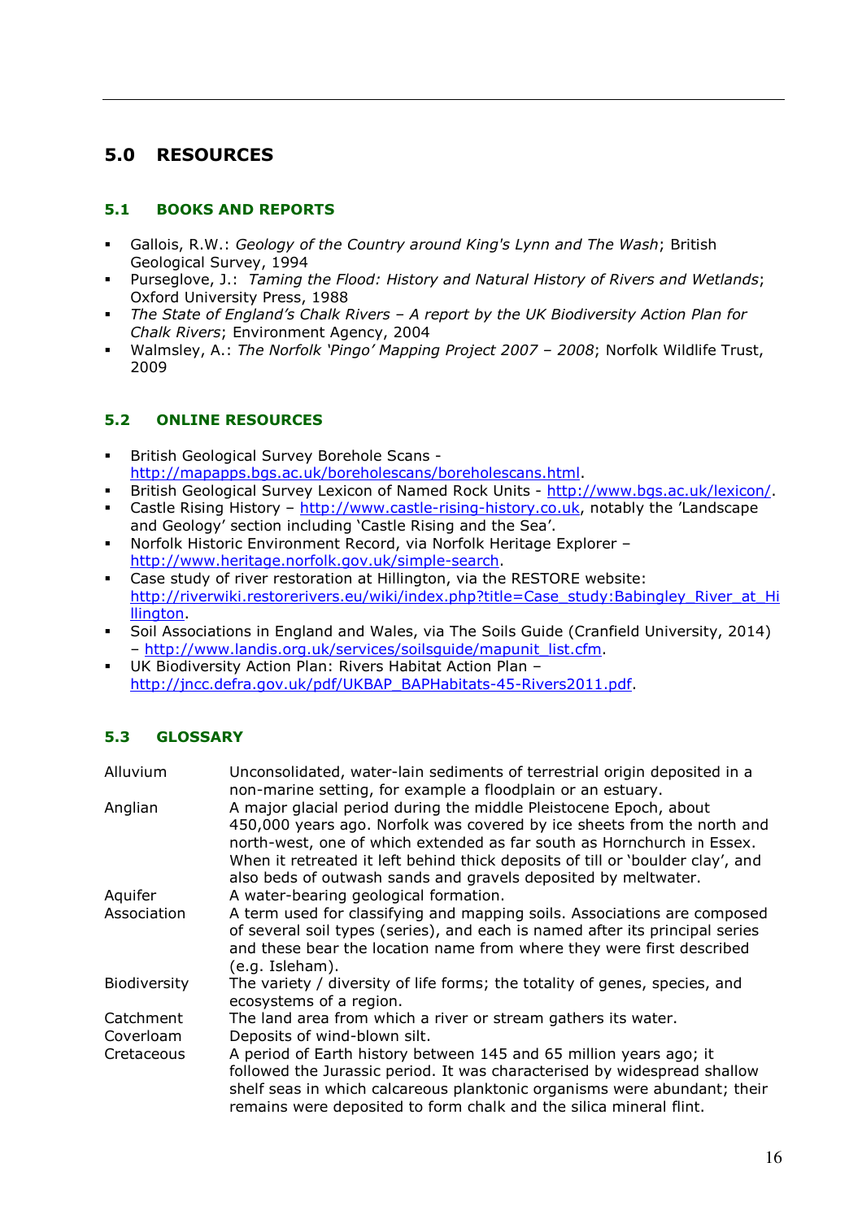## 5.0 RESOURCES

### 5.1 BOOKS AND REPORTS

- Gallois, R.W.: *Geology of the Country around King's Lynn and The Wash*; British Geological Survey, 1994
- Purseglove, J.: *Taming the Flood: History and Natural History of Rivers and Wetlands*; Oxford University Press, 1988
- *The State of England's Chalk Rivers – A report by the UK Biodiversity Action Plan for Chalk Rivers*; Environment Agency, 2004
- Walmsley, A.: *The Norfolk 'Pingo' Mapping Project 2007 – 2008*; Norfolk Wildlife Trust, 2009

### 5.2 ONLINE RESOURCES

- British Geological Survey Borehole Scans - http://mapapps.bgs.ac.uk/boreholescans/boreholescans.html.
- British Geological Survey Lexicon of Named Rock Units - http://www.bgs.ac.uk/lexicon/.
- Castle Rising History – http://www.castle-rising-history.co.uk, notably the 'Landscape and Geology' section including 'Castle Rising and the Sea'.
- Norfolk Historic Environment Record, via Norfolk Heritage Explorer – http://www.heritage.norfolk.gov.uk/simple-search.
- Case study of river restoration at Hillington, via the RESTORE website: http://riverwiki.restorerivers.eu/wiki/index.php?title=Case_study:Babingley_River_at_Hillington.
- Soil Associations in England and Wales, via The Soils Guide (Cranfield University, 2014) – http://www.landis.org.uk/services/soilsguide/mapunit_list.cfm.
- UK Biodiversity Action Plan: Rivers Habitat Action Plan – http://jncc.defra.gov.uk/pdf/UKBAP_BAPHabitats-45-Rivers2011.pdf.

### 5.3 GLOSSARY

| Term | Definition |
|---|---|
| Alluvium | Unconsolidated, water-lain sediments of terrestrial origin deposited in a non-marine setting, for example a floodplain or an estuary. |
| Anglian | A major glacial period during the middle Pleistocene Epoch, about 450,000 years ago. Norfolk was covered by ice sheets from the north and north-west, one of which extended as far south as Hornchurch in Essex. When it retreated it left behind thick deposits of till or 'boulder clay', and also beds of outwash sands and gravels deposited by meltwater. |
| Aquifer | A water-bearing geological formation. |
| Association | A term used for classifying and mapping soils. Associations are composed of several soil types (series), and each is named after its principal series and these bear the location name from where they were first described (e.g. Isleham). |
| Biodiversity | The variety / diversity of life forms; the totality of genes, species, and ecosystems of a region. |
| Catchment | The land area from which a river or stream gathers its water. |
| Coverloam | Deposits of wind-blown silt. |
| Cretaceous | A period of Earth history between 145 and 65 million years ago; it followed the Jurassic period. It was characterised by widespread shallow shelf seas in which calcareous planktonic organisms were abundant; their remains were deposited to form chalk and the silica mineral flint. |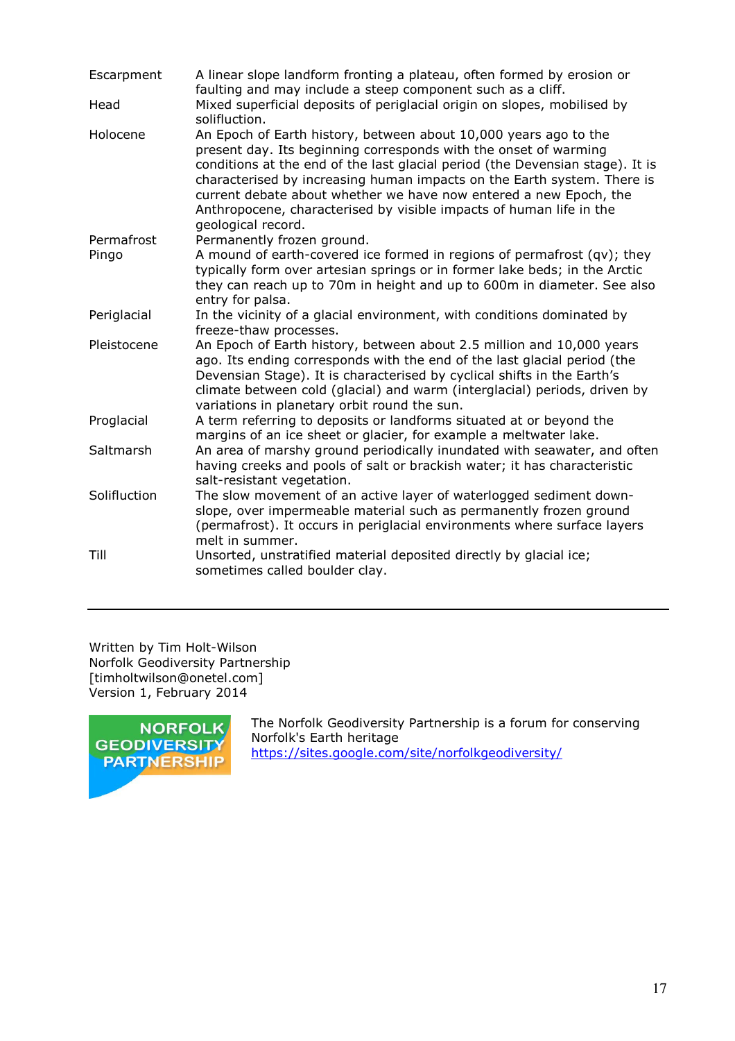| | |
|---|---|
| Escarpment | A linear slope landform fronting a plateau, often formed by erosion or faulting and may include a steep component such as a cliff. |
| Head | Mixed superficial deposits of periglacial origin on slopes, mobilised by solifluction. |
| Holocene | An Epoch of Earth history, between about 10,000 years ago to the present day. Its beginning corresponds with the onset of warming conditions at the end of the last glacial period (the Devensian stage). It is characterised by increasing human impacts on the Earth system. There is current debate about whether we have now entered a new Epoch, the Anthropocene, characterised by visible impacts of human life in the geological record. |
| Permafrost | Permanently frozen ground. |
| Pingo | A mound of earth-covered ice formed in regions of permafrost (qv); they typically form over artesian springs or in former lake beds; in the Arctic they can reach up to 70m in height and up to 600m in diameter. See also entry for palsa. |
| Periglacial | In the vicinity of a glacial environment, with conditions dominated by freeze-thaw processes. |
| Pleistocene | An Epoch of Earth history, between about 2.5 million and 10,000 years ago. Its ending corresponds with the end of the last glacial period (the Devensian Stage). It is characterised by cyclical shifts in the Earth's climate between cold (glacial) and warm (interglacial) periods, driven by variations in planetary orbit round the sun. |
| Proglacial | A term referring to deposits or landforms situated at or beyond the margins of an ice sheet or glacier, for example a meltwater lake. |
| Saltmarsh | An area of marshy ground periodically inundated with seawater, and often having creeks and pools of salt or brackish water; it has characteristic salt-resistant vegetation. |
| Solifluction | The slow movement of an active layer of waterlogged sediment down-slope, over impermeable material such as permanently frozen ground (permafrost). It occurs in periglacial environments where surface layers melt in summer. |
| Till | Unsorted, unstratified material deposited directly by glacial ice; sometimes called boulder clay. |

---

Written by Tim Holt-Wilson
Norfolk Geodiversity Partnership
[timholtwilson@onetel.com]
Version 1, February 2014

NORFOLK GEODIVERSITY PARTNERSHIP

The Norfolk Geodiversity Partnership is a forum for conserving Norfolk's Earth heritage
https://sites.google.com/site/norfolkgeodiversity/